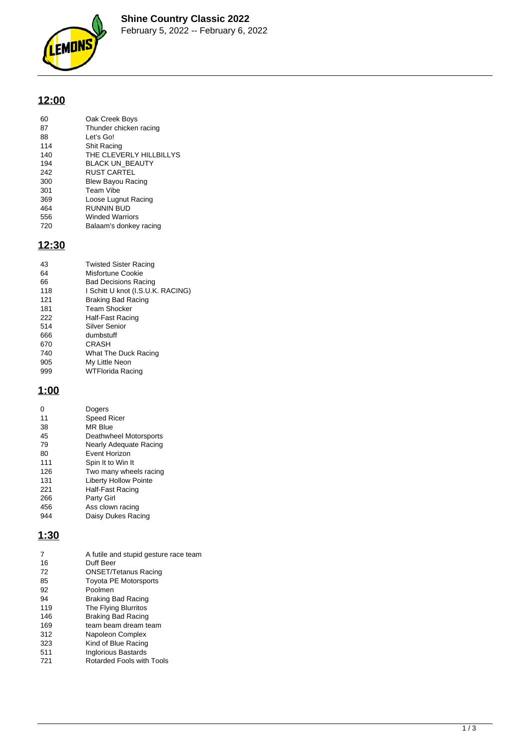# Shine Country Classic 2022

February 5, 2022 -- February 6, 2022

## 12:00

| | |
|---|---|
| 60 | Oak Creek Boys |
| 87 | Thunder chicken racing |
| 88 | Let's Go! |
| 114 | Shit Racing |
| 140 | THE CLEVERLY HILLBILLYS |
| 194 | BLACK UN_BEAUTY |
| 242 | RUST CARTEL |
| 300 | Blew Bayou Racing |
| 301 | Team Vibe |
| 369 | Loose Lugnut Racing |
| 464 | RUNNIN BUD |
| 556 | Winded Warriors |
| 720 | Balaam's donkey racing |

## 12:30

| | |
|---|---|
| 43 | Twisted Sister Racing |
| 64 | Misfortune Cookie |
| 66 | Bad Decisions Racing |
| 118 | I Schitt U knot (I.S.U.K. RACING) |
| 121 | Braking Bad Racing |
| 181 | Team Shocker |
| 222 | Half-Fast Racing |
| 514 | Silver Senior |
| 666 | dumbstuff |
| 670 | CRASH |
| 740 | What The Duck Racing |
| 905 | My Little Neon |
| 999 | WTFlorida Racing |

## 1:00

| | |
|---|---|
| 0 | Dogers |
| 11 | Speed Ricer |
| 38 | MR Blue |
| 45 | Deathwheel Motorsports |
| 79 | Nearly Adequate Racing |
| 80 | Event Horizon |
| 111 | Spin It to Win It |
| 126 | Two many wheels racing |
| 131 | Liberty Hollow Pointe |
| 221 | Half-Fast Racing |
| 266 | Party Girl |
| 456 | Ass clown racing |
| 944 | Daisy Dukes Racing |

## 1:30

| | |
|---|---|
| 7 | A futile and stupid gesture race team |
| 16 | Duff Beer |
| 72 | ONSET/Tetanus Racing |
| 85 | Toyota PE Motorsports |
| 92 | Poolmen |
| 94 | Braking Bad Racing |
| 119 | The Flying Blurritos |
| 146 | Braking Bad Racing |
| 169 | team beam dream team |
| 312 | Napoleon Complex |
| 323 | Kind of Blue Racing |
| 511 | Inglorious Bastards |
| 721 | Rotarded Fools with Tools |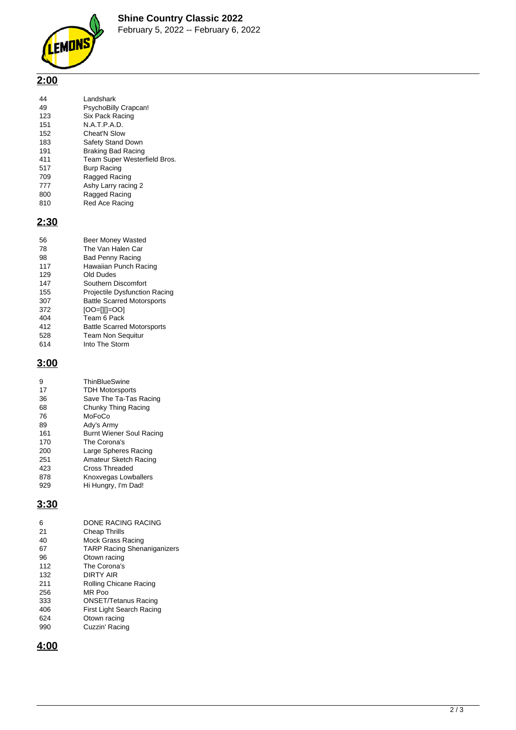# Shine Country Classic 2022

February 5, 2022 -- February 6, 2022

## 2:00

| | |
|---|---|
| 44 | Landshark |
| 49 | PsychoBilly Crapcan! |
| 123 | Six Pack Racing |
| 151 | N.A.T.P.A.D. |
| 152 | Cheat'N Slow |
| 183 | Safety Stand Down |
| 191 | Braking Bad Racing |
| 411 | Team Super Westerfield Bros. |
| 517 | Burp Racing |
| 709 | Ragged Racing |
| 777 | Ashy Larry racing 2 |
| 800 | Ragged Racing |
| 810 | Red Ace Racing |

## 2:30

| | |
|---|---|
| 56 | Beer Money Wasted |
| 78 | The Van Halen Car |
| 98 | Bad Penny Racing |
| 117 | Hawaiian Punch Racing |
| 129 | Old Dudes |
| 147 | Southern Discomfort |
| 155 | Projectile Dysfunction Racing |
| 307 | Battle Scarred Motorsports |
| 372 | [OO=[][]=OO] |
| 404 | Team 6 Pack |
| 412 | Battle Scarred Motorsports |
| 528 | Team Non Sequitur |
| 614 | Into The Storm |

## 3:00

| | |
|---|---|
| 9 | ThinBlueSwine |
| 17 | TDH Motorsports |
| 36 | Save The Ta-Tas Racing |
| 68 | Chunky Thing Racing |
| 76 | MoFoCo |
| 89 | Ady's Army |
| 161 | Burnt Wiener Soul Racing |
| 170 | The Corona's |
| 200 | Large Spheres Racing |
| 251 | Amateur Sketch Racing |
| 423 | Cross Threaded |
| 878 | Knoxvegas Lowballers |
| 929 | Hi Hungry, I'm Dad! |

## 3:30

| | |
|---|---|
| 6 | DONE RACING RACING |
| 21 | Cheap Thrills |
| 40 | Mock Grass Racing |
| 67 | TARP Racing Shenaniganizers |
| 96 | Otown racing |
| 112 | The Corona's |
| 132 | DIRTY AIR |
| 211 | Rolling Chicane Racing |
| 256 | MR Poo |
| 333 | ONSET/Tetanus Racing |
| 406 | First Light Search Racing |
| 624 | Otown racing |
| 990 | Cuzzin' Racing |

## 4:00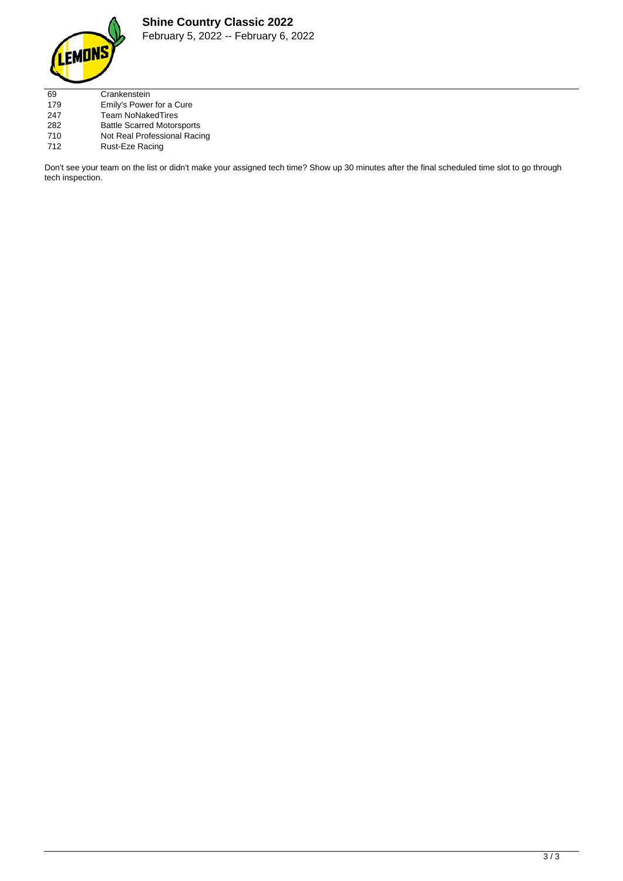| | |
|---|---|
| 69 | Crankenstein |
| 179 | Emily's Power for a Cure |
| 247 | Team NoNakedTires |
| 282 | Battle Scarred Motorsports |
| 710 | Not Real Professional Racing |
| 712 | Rust-Eze Racing |

Don't see your team on the list or didn't make your assigned tech time? Show up 30 minutes after the final scheduled time slot to go through tech inspection.